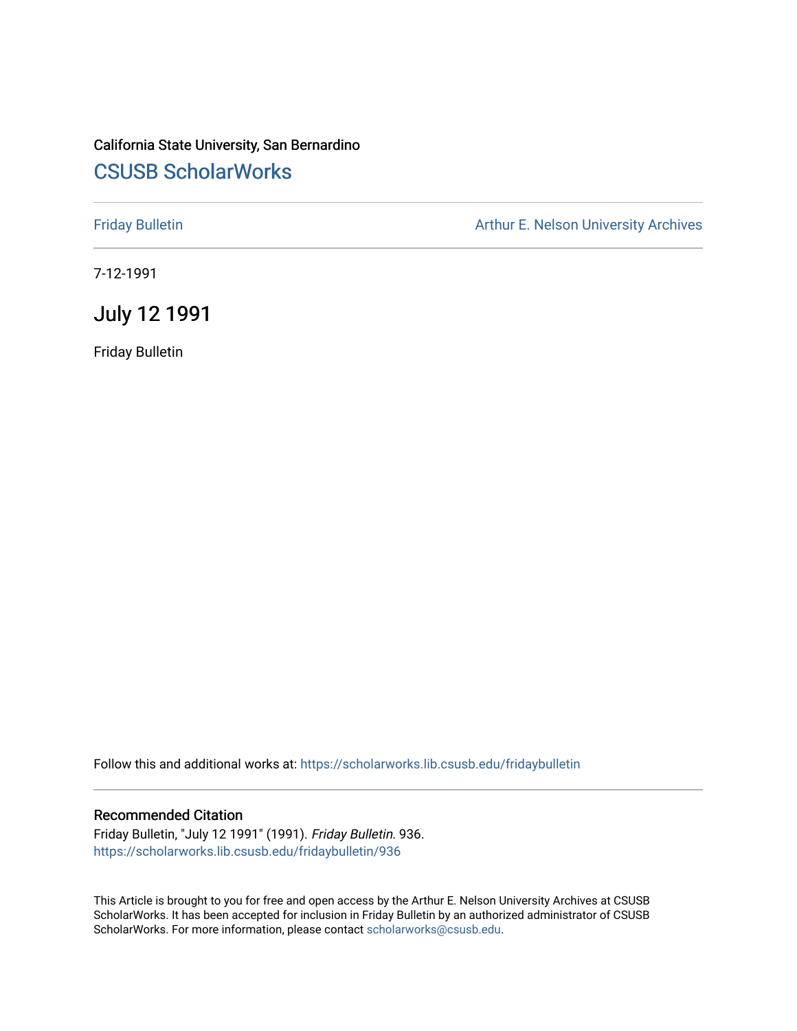California State University, San Bernardino

# CSUSB ScholarWorks

Friday Bulletin

Arthur E. Nelson University Archives

7-12-1991

## July 12 1991

Friday Bulletin

Follow this and additional works at: https://scholarworks.lib.csusb.edu/fridaybulletin

### Recommended Citation

Friday Bulletin, "July 12 1991" (1991). *Friday Bulletin*. 936.
https://scholarworks.lib.csusb.edu/fridaybulletin/936

This Article is brought to you for free and open access by the Arthur E. Nelson University Archives at CSUSB ScholarWorks. It has been accepted for inclusion in Friday Bulletin by an authorized administrator of CSUSB ScholarWorks. For more information, please contact scholarworks@csusb.edu.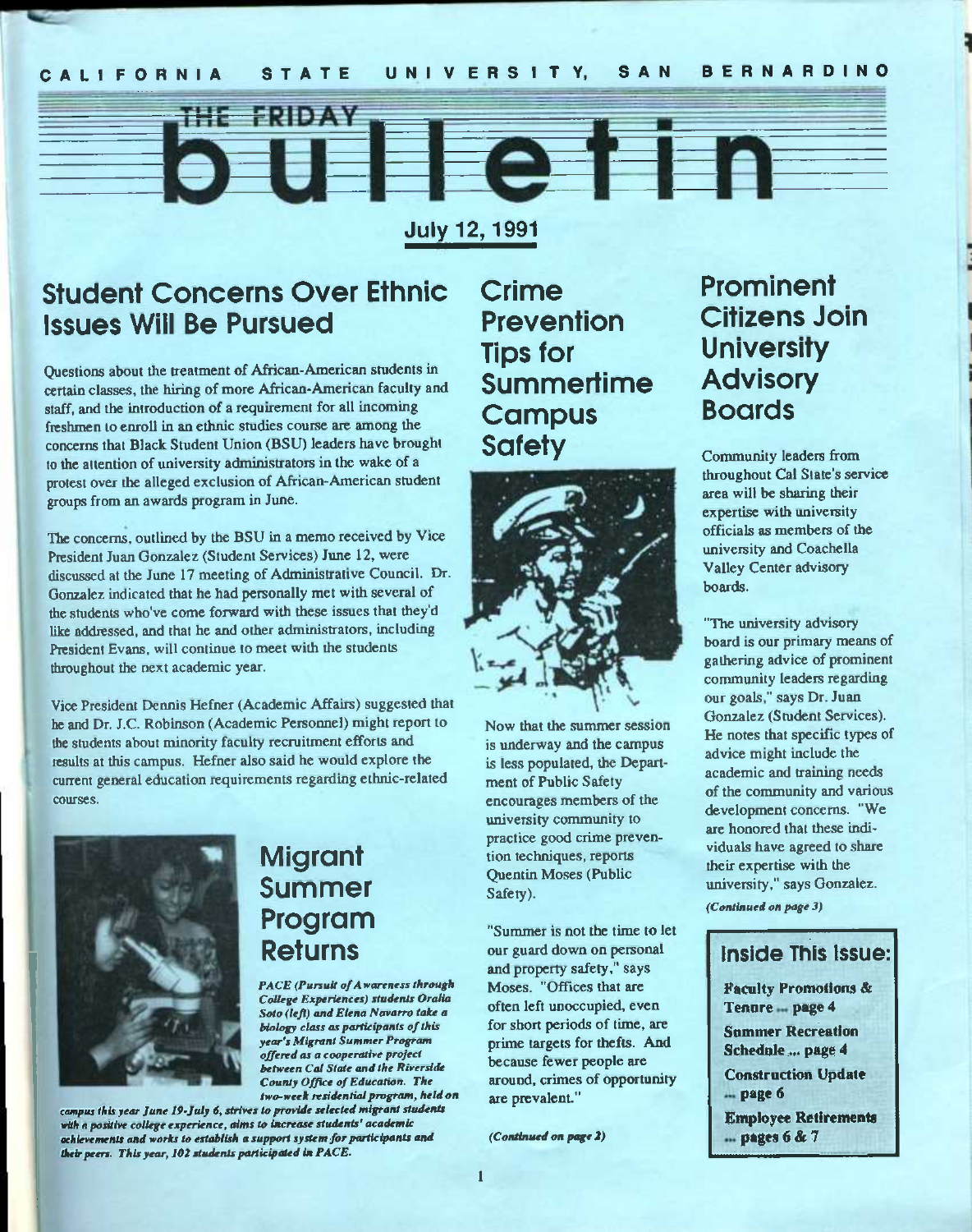CALIFORNIA STATE UNIVERSITY, SAN BERNARDINO

# THE FRIDAY bulletin

**July 12, 1991**

## Student Concerns Over Ethnic Issues Will Be Pursued

Questions about the treatment of African-American students in certain classes, the hiring of more African-American faculty and staff, and the introduction of a requirement for all incoming freshmen to enroll in an ethnic studies course are among the concerns that Black Student Union (BSU) leaders have brought to the attention of university administrators in the wake of a protest over the alleged exclusion of African-American student groups from an awards program in June.

The concerns, outlined by the BSU in a memo received by Vice President Juan Gonzalez (Student Services) June 12, were discussed at the June 17 meeting of Administrative Council. Dr. Gonzalez indicated that he had personally met with several of the students who've come forward with these issues that they'd like addressed, and that he and other administrators, including President Evans, will continue to meet with the students throughout the next academic year.

Vice President Dennis Hefner (Academic Affairs) suggested that he and Dr. J.C. Robinson (Academic Personnel) might report to the students about minority faculty recruitment efforts and results at this campus. Hefner also said he would explore the current general education requirements regarding ethnic-related courses.

## Migrant Summer Program Returns

*PACE (Pursuit of Awareness through College Experiences) students Oralia Soto (left) and Elena Navarro take a biology class as participants of this year's Migrant Summer Program offered as a cooperative project between Cal State and the Riverside County Office of Education. The two-week residential program, held on campus this year June 19-July 6, strives to provide selected migrant students with a positive college experience, aims to increase students' academic achievements and works to establish a support system for participants and their peers. This year, 102 students participated in PACE.*

## Crime Prevention Tips for Summertime Campus Safety

Now that the summer session is underway and the campus is less populated, the Department of Public Safety encourages members of the university community to practice good crime prevention techniques, reports Quentin Moses (Public Safety).

"Summer is not the time to let our guard down on personal and property safety," says Moses. "Offices that are often left unoccupied, even for short periods of time, are prime targets for thefts. And because fewer people are around, crimes of opportunity are prevalent."

*(Continued on page 2)*

## Prominent Citizens Join University Advisory Boards

Community leaders from throughout Cal State's service area will be sharing their expertise with university officials as members of the university and Coachella Valley Center advisory boards.

"The university advisory board is our primary means of gathering advice of prominent community leaders regarding our goals," says Dr. Juan Gonzalez (Student Services). He notes that specific types of advice might include the academic and training needs of the community and various development concerns. "We are honored that these individuals have agreed to share their expertise with the university," says Gonzalez.

*(Continued on page 3)*

### Inside This Issue:

- **Faculty Promotions & Tenure ... page 4**
- **Summer Recreation Schedule ... page 4**
- **Construction Update ... page 6**
- **Employee Retirements ... pages 6 & 7**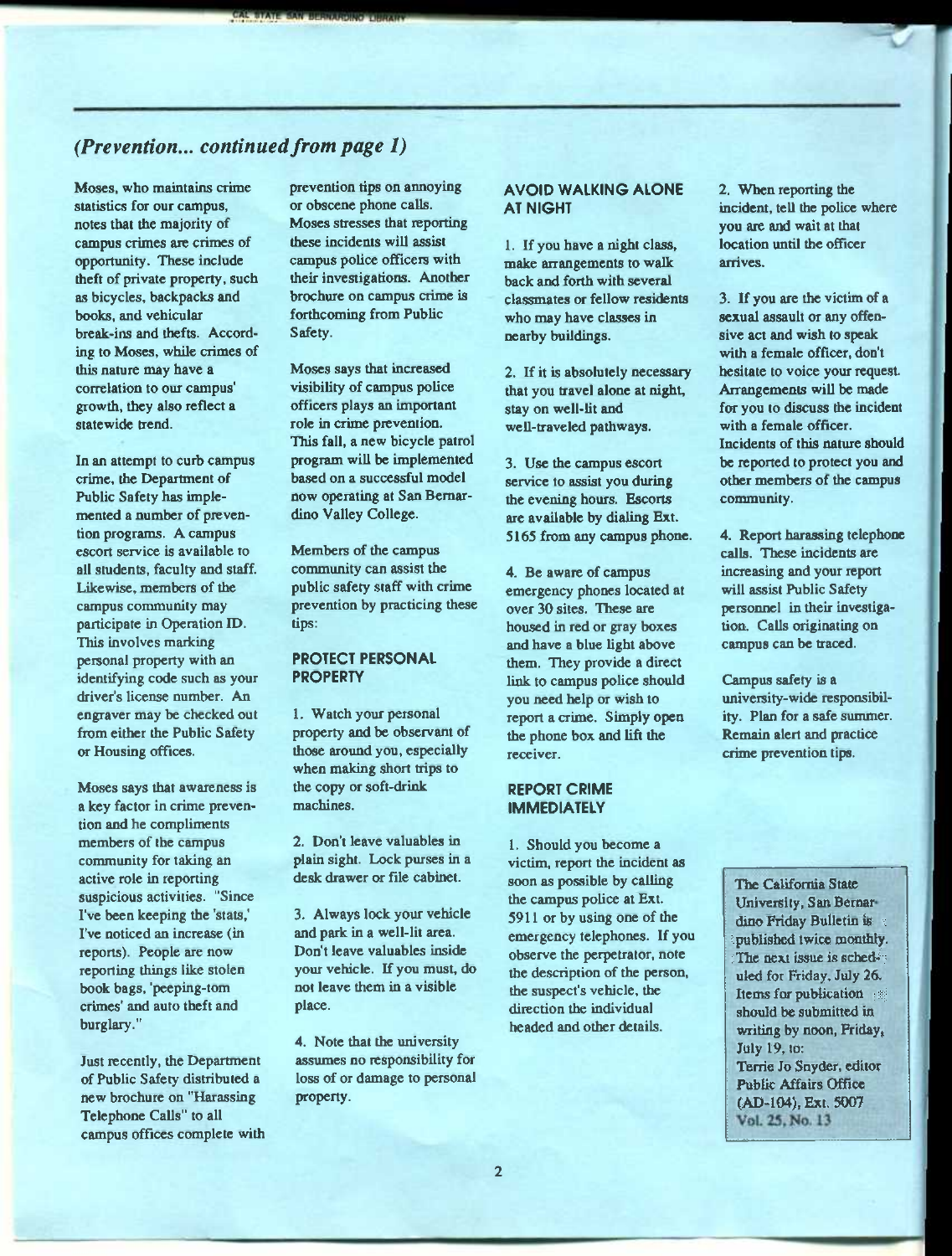## *(Prevention... continued from page 1)*

Moses, who maintains crime statistics for our campus, notes that the majority of campus crimes are crimes of opportunity. These include theft of private property, such as bicycles, backpacks and books, and vehicular break-ins and thefts. According to Moses, while crimes of this nature may have a correlation to our campus' growth, they also reflect a statewide trend.

In an attempt to curb campus crime, the Department of Public Safety has implemented a number of prevention programs. A campus escort service is available to all students, faculty and staff. Likewise, members of the campus community may participate in Operation ID. This involves marking personal property with an identifying code such as your driver's license number. An engraver may be checked out from either the Public Safety or Housing offices.

Moses says that awareness is a key factor in crime prevention and he compliments members of the campus community for taking an active role in reporting suspicious activities. "Since I've been keeping the 'stats,' I've noticed an increase (in reports). People are now reporting things like stolen book bags, 'peeping-tom crimes' and auto theft and burglary."

Just recently, the Department of Public Safety distributed a new brochure on "Harassing Telephone Calls" to all campus offices complete with prevention tips on annoying or obscene phone calls. Moses stresses that reporting these incidents will assist campus police officers with their investigations. Another brochure on campus crime is forthcoming from Public Safety.

Moses says that increased visibility of campus police officers plays an important role in crime prevention. This fall, a new bicycle patrol program will be implemented based on a successful model now operating at San Bernardino Valley College.

Members of the campus community can assist the public safety staff with crime prevention by practicing these tips:

### PROTECT PERSONAL PROPERTY

1. Watch your personal property and be observant of those around you, especially when making short trips to the copy or soft-drink machines.

2. Don't leave valuables in plain sight. Lock purses in a desk drawer or file cabinet.

3. Always lock your vehicle and park in a well-lit area. Don't leave valuables inside your vehicle. If you must, do not leave them in a visible place.

4. Note that the university assumes no responsibility for loss of or damage to personal property.

### AVOID WALKING ALONE AT NIGHT

1. If you have a night class, make arrangements to walk back and forth with several classmates or fellow residents who may have classes in nearby buildings.

2. If it is absolutely necessary that you travel alone at night, stay on well-lit and well-traveled pathways.

3. Use the campus escort service to assist you during the evening hours. Escorts are available by dialing Ext. 5165 from any campus phone.

4. Be aware of campus emergency phones located at over 30 sites. These are housed in red or gray boxes and have a blue light above them. They provide a direct link to campus police should you need help or wish to report a crime. Simply open the phone box and lift the receiver.

### REPORT CRIME IMMEDIATELY

1. Should you become a victim, report the incident as soon as possible by calling the campus police at Ext. 5911 or by using one of the emergency telephones. If you observe the perpetrator, note the description of the person, the suspect's vehicle, the direction the individual headed and other details.

2. When reporting the incident, tell the police where you are and wait at that location until the officer arrives.

3. If you are the victim of a sexual assault or any offensive act and wish to speak with a female officer, don't hesitate to voice your request. Arrangements will be made for you to discuss the incident with a female officer. Incidents of this nature should be reported to protect you and other members of the campus community.

4. Report harassing telephone calls. These incidents are increasing and your report will assist Public Safety personnel in their investigation. Calls originating on campus can be traced.

Campus safety is a university-wide responsibility. Plan for a safe summer. Remain alert and practice crime prevention tips.

The California State University, San Bernardino Friday Bulletin is published twice monthly. The next issue is scheduled for Friday, July 26. Items for publication should be submitted in writing by noon, Friday, July 19, to:
Terrie Jo Snyder, editor
Public Affairs Office
(AD-104), Ext. 5007
Vol. 25, No. 13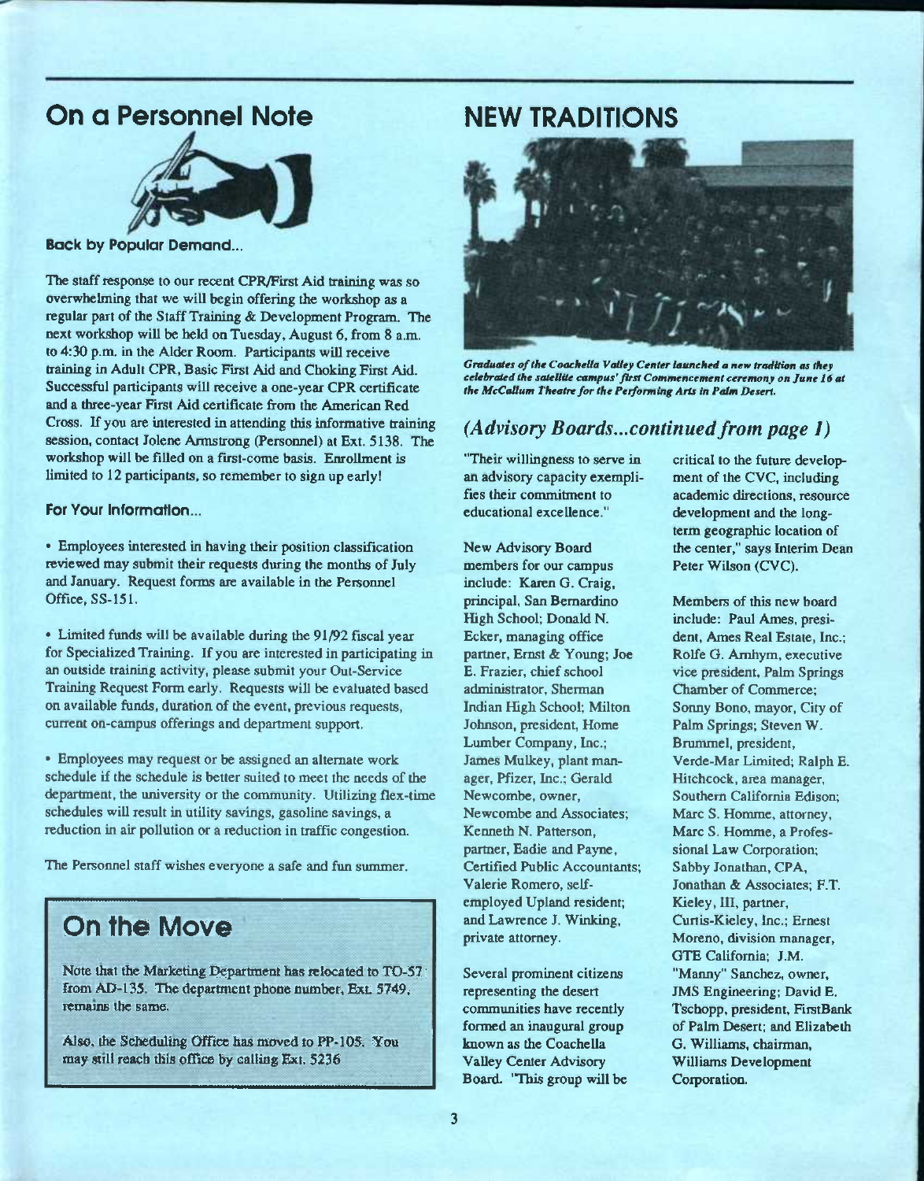## On a Personnel Note

### Back by Popular Demand...

The staff response to our recent CPR/First Aid training was so overwhelming that we will begin offering the workshop as a regular part of the Staff Training & Development Program. The next workshop will be held on Tuesday, August 6, from 8 a.m. to 4:30 p.m. in the Alder Room. Participants will receive training in Adult CPR, Basic First Aid and Choking First Aid. Successful participants will receive a one-year CPR certificate and a three-year First Aid certificate from the American Red Cross. If you are interested in attending this informative training session, contact Jolene Armstrong (Personnel) at Ext. 5138. The workshop will be filled on a first-come basis. Enrollment is limited to 12 participants, so remember to sign up early!

### For Your Information...

- Employees interested in having their position classification reviewed may submit their requests during the months of July and January. Request forms are available in the Personnel Office, SS-151.

- Limited funds will be available during the 91/92 fiscal year for Specialized Training. If you are interested in participating in an outside training activity, please submit your Out-Service Training Request Form early. Requests will be evaluated based on available funds, duration of the event, previous requests, current on-campus offerings and department support.

- Employees may request or be assigned an alternate work schedule if the schedule is better suited to meet the needs of the department, the university or the community. Utilizing flex-time schedules will result in utility savings, gasoline savings, a reduction in air pollution or a reduction in traffic congestion.

The Personnel staff wishes everyone a safe and fun summer.

## On the Move

Note that the Marketing Department has relocated to TO-57 from AD-135. The department phone number, Ext. 5749, remains the same.

Also, the Scheduling Office has moved to PP-105. You may still reach this office by calling Ext. 5236

## NEW TRADITIONS

*Graduates of the Coachella Valley Center launched a new tradition as they celebrated the satellite campus' first Commencement ceremony on June 16 at the McCallum Theatre for the Performing Arts in Palm Desert.*

## *(Advisory Boards...continued from page 1)*

"Their willingness to serve in an advisory capacity exemplifies their commitment to educational excellence."

New Advisory Board members for our campus include: Karen G. Craig, principal, San Bernardino High School; Donald N. Ecker, managing office partner, Ernst & Young; Joe E. Frazier, chief school administrator, Sherman Indian High School; Milton Johnson, president, Home Lumber Company, Inc.; James Mulkey, plant manager, Pfizer, Inc.; Gerald Newcombe, owner, Newcombe and Associates; Kenneth N. Patterson, partner, Eadie and Payne, Certified Public Accountants; Valerie Romero, self-employed Upland resident; and Lawrence J. Winking, private attorney.

Several prominent citizens representing the desert communities have recently formed an inaugural group known as the Coachella Valley Center Advisory Board. "This group will be critical to the future development of the CVC, including academic directions, resource development and the long-term geographic location of the center," says Interim Dean Peter Wilson (CVC).

Members of this new board include: Paul Ames, president, Ames Real Estate, Inc.; Rolfe G. Arnhym, executive vice president, Palm Springs Chamber of Commerce; Sonny Bono, mayor, City of Palm Springs; Steven W. Brummel, president, Verde-Mar Limited; Ralph E. Hitchcock, area manager, Southern California Edison; Marc S. Homme, attorney, Marc S. Homme, a Professional Law Corporation; Sabby Jonathan, CPA, Jonathan & Associates; F.T. Kieley, III, partner, Curtis-Kieley, Inc.; Ernest Moreno, division manager, GTE California; J.M. "Manny" Sanchez, owner, JMS Engineering; David E. Tschopp, president, FirstBank of Palm Desert; and Elizabeth G. Williams, chairman, Williams Development Corporation.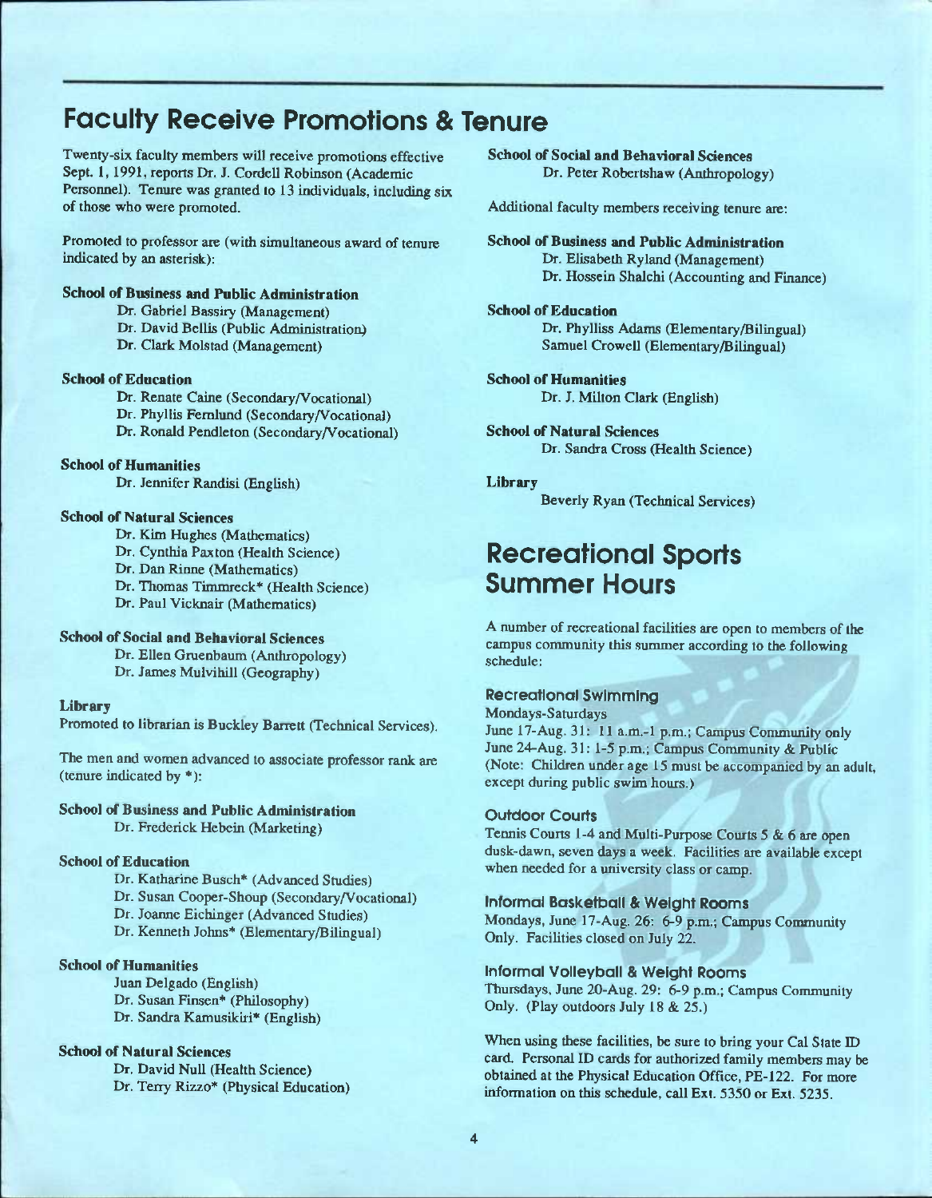## Faculty Receive Promotions & Tenure

Twenty-six faculty members will receive promotions effective Sept. 1, 1991, reports Dr. J. Cordell Robinson (Academic Personnel). Tenure was granted to 13 individuals, including six of those who were promoted.

Promoted to professor are (with simultaneous award of tenure indicated by an asterisk):

**School of Business and Public Administration**
Dr. Gabriel Bassiry (Management)
Dr. David Bellis (Public Administration)
Dr. Clark Molstad (Management)

**School of Education**
Dr. Renate Caine (Secondary/Vocational)
Dr. Phyllis Fernlund (Secondary/Vocational)
Dr. Ronald Pendleton (Secondary/Vocational)

**School of Humanities**
Dr. Jennifer Randisi (English)

**School of Natural Sciences**
Dr. Kim Hughes (Mathematics)
Dr. Cynthia Paxton (Health Science)
Dr. Dan Rinne (Mathematics)
Dr. Thomas Timmreck* (Health Science)
Dr. Paul Vicknair (Mathematics)

**School of Social and Behavioral Sciences**
Dr. Ellen Gruenbaum (Anthropology)
Dr. James Mulvihill (Geography)

**Library**
Promoted to librarian is Buckley Barrett (Technical Services).

The men and women advanced to associate professor rank are (tenure indicated by *):

**School of Business and Public Administration**
Dr. Frederick Hebein (Marketing)

**School of Education**
Dr. Katharine Busch* (Advanced Studies)
Dr. Susan Cooper-Shoup (Secondary/Vocational)
Dr. Joanne Eichinger (Advanced Studies)
Dr. Kenneth Johns* (Elementary/Bilingual)

**School of Humanities**
Juan Delgado (English)
Dr. Susan Finsen* (Philosophy)
Dr. Sandra Kamusikiri* (English)

**School of Natural Sciences**
Dr. David Null (Health Science)
Dr. Terry Rizzo* (Physical Education)

**School of Social and Behavioral Sciences**
Dr. Peter Robertshaw (Anthropology)

Additional faculty members receiving tenure are:

**School of Business and Public Administration**
Dr. Elisabeth Ryland (Management)
Dr. Hossein Shalchi (Accounting and Finance)

**School of Education**
Dr. Phylliss Adams (Elementary/Bilingual)
Samuel Crowell (Elementary/Bilingual)

**School of Humanities**
Dr. J. Milton Clark (English)

**School of Natural Sciences**
Dr. Sandra Cross (Health Science)

**Library**
Beverly Ryan (Technical Services)

## Recreational Sports Summer Hours

A number of recreational facilities are open to members of the campus community this summer according to the following schedule:

### Recreational Swimming

Mondays-Saturdays
June 17-Aug. 31: 11 a.m.-1 p.m.; Campus Community only
June 24-Aug. 31: 1-5 p.m.; Campus Community & Public
(Note: Children under age 15 must be accompanied by an adult, except during public swim hours.)

### Outdoor Courts

Tennis Courts 1-4 and Multi-Purpose Courts 5 & 6 are open dusk-dawn, seven days a week. Facilities are available except when needed for a university class or camp.

### Informal Basketball & Weight Rooms

Mondays, June 17-Aug. 26: 6-9 p.m.; Campus Community Only. Facilities closed on July 22.

### Informal Volleyball & Weight Rooms

Thursdays, June 20-Aug. 29: 6-9 p.m.; Campus Community Only. (Play outdoors July 18 & 25.)

When using these facilities, be sure to bring your Cal State ID card. Personal ID cards for authorized family members may be obtained at the Physical Education Office, PE-122. For more information on this schedule, call Ext. 5350 or Ext. 5235.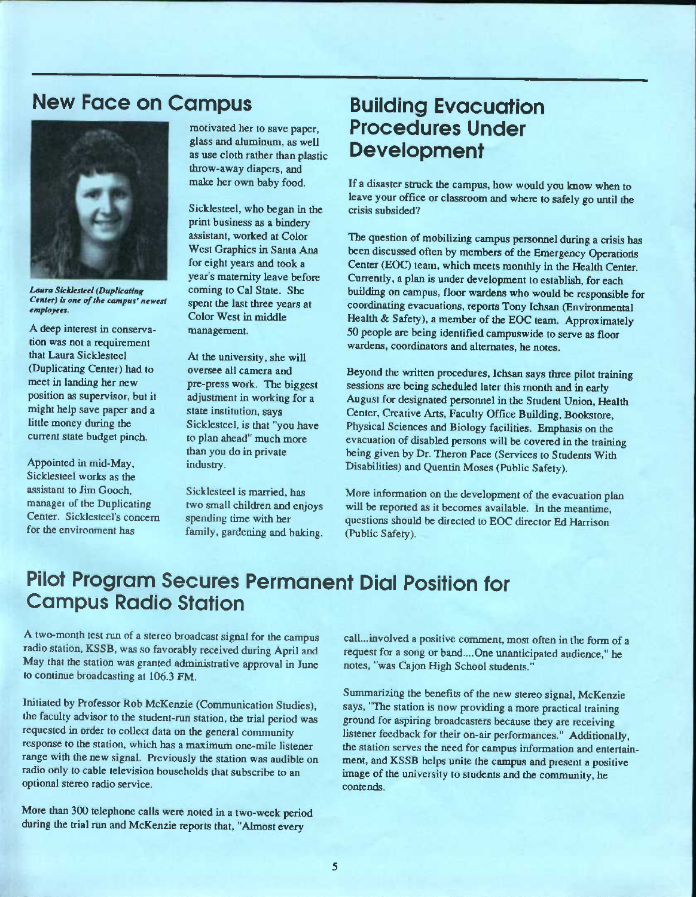## New Face on Campus

*Laura Sicklesteel (Duplicating Center) is one of the campus' newest employees.*

A deep interest in conservation was not a requirement that Laura Sicklesteel (Duplicating Center) had to meet in landing her new position as supervisor, but it might help save paper and a little money during the current state budget pinch.

Appointed in mid-May, Sicklesteel works as the assistant to Jim Gooch, manager of the Duplicating Center. Sicklesteel's concern for the environment has motivated her to save paper, glass and aluminum, as well as use cloth rather than plastic throw-away diapers, and make her own baby food.

Sicklesteel, who began in the print business as a bindery assistant, worked at Color West Graphics in Santa Ana for eight years and took a year's maternity leave before coming to Cal State. She spent the last three years at Color West in middle management.

At the university, she will oversee all camera and pre-press work. The biggest adjustment in working for a state institution, says Sicklesteel, is that "you have to plan ahead" much more than you do in private industry.

Sicklesteel is married, has two small children and enjoys spending time with her family, gardening and baking.

## Building Evacuation Procedures Under Development

If a disaster struck the campus, how would you know when to leave your office or classroom and where to safely go until the crisis subsided?

The question of mobilizing campus personnel during a crisis has been discussed often by members of the Emergency Operations Center (EOC) team, which meets monthly in the Health Center. Currently, a plan is under development to establish, for each building on campus, floor wardens who would be responsible for coordinating evacuations, reports Tony Ichsan (Environmental Health & Safety), a member of the EOC team. Approximately 50 people are being identified campuswide to serve as floor wardens, coordinators and alternates, he notes.

Beyond the written procedures, Ichsan says three pilot training sessions are being scheduled later this month and in early August for designated personnel in the Student Union, Health Center, Creative Arts, Faculty Office Building, Bookstore, Physical Sciences and Biology facilities. Emphasis on the evacuation of disabled persons will be covered in the training being given by Dr. Theron Pace (Services to Students With Disabilities) and Quentin Moses (Public Safety).

More information on the development of the evacuation plan will be reported as it becomes available. In the meantime, questions should be directed to EOC director Ed Harrison (Public Safety).

## Pilot Program Secures Permanent Dial Position for Campus Radio Station

A two-month test run of a stereo broadcast signal for the campus radio station, KSSB, was so favorably received during April and May that the station was granted administrative approval in June to continue broadcasting at 106.3 FM.

Initiated by Professor Rob McKenzie (Communication Studies), the faculty advisor to the student-run station, the trial period was requested in order to collect data on the general community response to the station, which has a maximum one-mile listener range with the new signal. Previously the station was audible on radio only to cable television households that subscribe to an optional stereo radio service.

More than 300 telephone calls were noted in a two-week period during the trial run and McKenzie reports that, "Almost every call...involved a positive comment, most often in the form of a request for a song or band....One unanticipated audience," he notes, "was Cajon High School students."

Summarizing the benefits of the new stereo signal, McKenzie says, "The station is now providing a more practical training ground for aspiring broadcasters because they are receiving listener feedback for their on-air performances." Additionally, the station serves the need for campus information and entertainment, and KSSB helps unite the campus and present a positive image of the university to students and the community, he contends.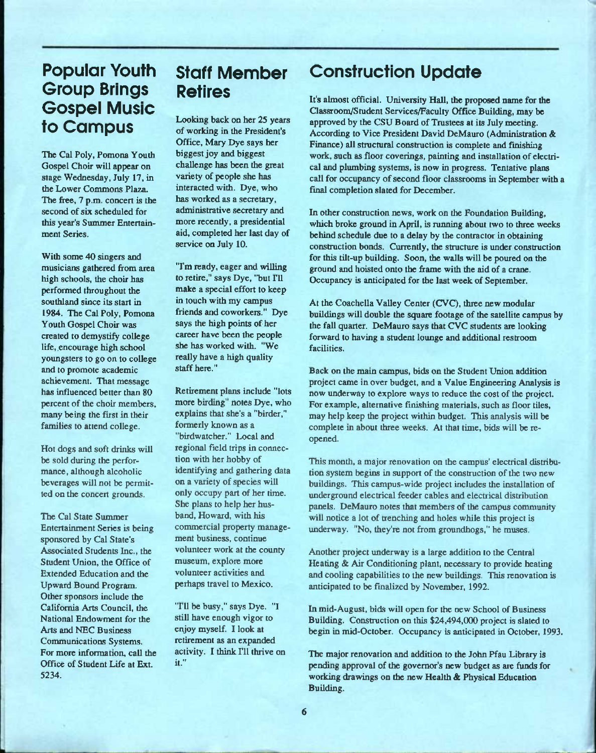## Popular Youth Group Brings Gospel Music to Campus

The Cal Poly, Pomona Youth Gospel Choir will appear on stage Wednesday, July 17, in the Lower Commons Plaza. The free, 7 p.m. concert is the second of six scheduled for this year's Summer Entertainment Series.

With some 40 singers and musicians gathered from area high schools, the choir has performed throughout the southland since its start in 1984. The Cal Poly, Pomona Youth Gospel Choir was created to demystify college life, encourage high school youngsters to go on to college and to promote academic achievement. That message has influenced better than 80 percent of the choir members, many being the first in their families to attend college.

Hot dogs and soft drinks will be sold during the performance, although alcoholic beverages will not be permitted on the concert grounds.

The Cal State Summer Entertainment Series is being sponsored by Cal State's Associated Students Inc., the Student Union, the Office of Extended Education and the Upward Bound Program. Other sponsors include the California Arts Council, the National Endowment for the Arts and NEC Business Communications Systems. For more information, call the Office of Student Life at Ext. 5234.

## Staff Member Retires

Looking back on her 25 years of working in the President's Office, Mary Dye says her biggest joy and biggest challenge has been the great variety of people she has interacted with. Dye, who has worked as a secretary, administrative secretary and more recently, a presidential aid, completed her last day of service on July 10.

"I'm ready, eager and willing to retire," says Dye, "but I'll make a special effort to keep in touch with my campus friends and coworkers." Dye says the high points of her career have been the people she has worked with. "We really have a high quality staff here."

Retirement plans include "lots more birding" notes Dye, who explains that she's a "birder," formerly known as a "birdwatcher." Local and regional field trips in connection with her hobby of identifying and gathering data on a variety of species will only occupy part of her time. She plans to help her husband, Howard, with his commercial property management business, continue volunteer work at the county museum, explore more volunteer activities and perhaps travel to Mexico.

"I'll be busy," says Dye. "I still have enough vigor to enjoy myself. I look at retirement as an expanded activity. I think I'll thrive on it."

## Construction Update

It's almost official. University Hall, the proposed name for the Classroom/Student Services/Faculty Office Building, may be approved by the CSU Board of Trustees at its July meeting. According to Vice President David DeMauro (Administration & Finance) all structural construction is complete and finishing work, such as floor coverings, painting and installation of electrical and plumbing systems, is now in progress. Tentative plans call for occupancy of second floor classrooms in September with a final completion slated for December.

In other construction news, work on the Foundation Building, which broke ground in April, is running about two to three weeks behind schedule due to a delay by the contractor in obtaining construction bonds. Currently, the structure is under construction for this tilt-up building. Soon, the walls will be poured on the ground and hoisted onto the frame with the aid of a crane. Occupancy is anticipated for the last week of September.

At the Coachella Valley Center (CVC), three new modular buildings will double the square footage of the satellite campus by the fall quarter. DeMauro says that CVC students are looking forward to having a student lounge and additional restroom facilities.

Back on the main campus, bids on the Student Union addition project came in over budget, and a Value Engineering Analysis is now underway to explore ways to reduce the cost of the project. For example, alternative finishing materials, such as floor tiles, may help keep the project within budget. This analysis will be complete in about three weeks. At that time, bids will be re-opened.

This month, a major renovation on the campus' electrical distribution system begins in support of the construction of the two new buildings. This campus-wide project includes the installation of underground electrical feeder cables and electrical distribution panels. DeMauro notes that members of the campus community will notice a lot of trenching and holes while this project is underway. "No, they're not from groundhogs," he muses.

Another project underway is a large addition to the Central Heating & Air Conditioning plant, necessary to provide heating and cooling capabilities to the new buildings. This renovation is anticipated to be finalized by November, 1992.

In mid-August, bids will open for the new School of Business Building. Construction on this $24,494,000 project is slated to begin in mid-October. Occupancy is anticipated in October, 1993.

The major renovation and addition to the John Pfau Library is pending approval of the governor's new budget as are funds for working drawings on the new Health & Physical Education Building.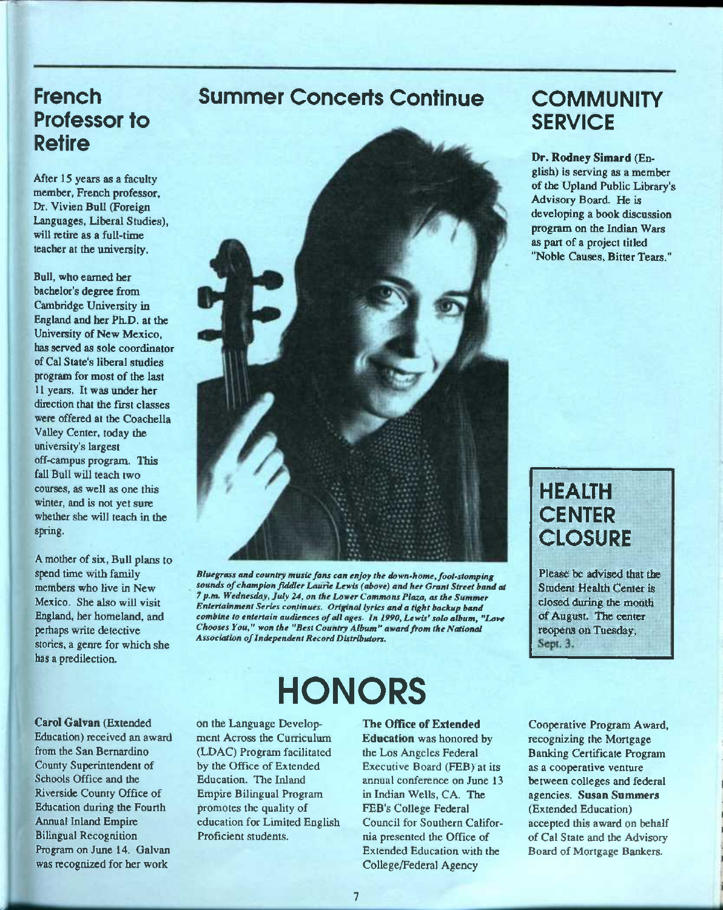## French Professor to Retire

After 15 years as a faculty member, French professor, Dr. Vivien Bull (Foreign Languages, Liberal Studies), will retire as a full-time teacher at the university.

Bull, who earned her bachelor's degree from Cambridge University in England and her Ph.D. at the University of New Mexico, has served as sole coordinator of Cal State's liberal studies program for most of the last 11 years. It was under her direction that the first classes were offered at the Coachella Valley Center, today the university's largest off-campus program. This fall Bull will teach two courses, as well as one this winter, and is not yet sure whether she will teach in the spring.

A mother of six, Bull plans to spend time with family members who live in New Mexico. She also will visit England, her homeland, and perhaps write detective stories, a genre for which she has a predilection.

## Summer Concerts Continue

*Bluegrass and country music fans can enjoy the down-home, foot-stomping sounds of champion fiddler Laurie Lewis (above) and her Grant Street band at 7 p.m. Wednesday, July 24, on the Lower Commons Plaza, as the Summer Entertainment Series continues. Original lyrics and a tight backup band combine to entertain audiences of all ages. In 1990, Lewis' solo album, "Love Chooses You," won the "Best Country Album" award from the National Association of Independent Record Distributors.*

## COMMUNITY SERVICE

**Dr. Rodney Simard** (English) is serving as a member of the Upland Public Library's Advisory Board. He is developing a book discussion program on the Indian Wars as part of a project titled "Noble Causes, Bitter Tears."

## HEALTH CENTER CLOSURE

Please be advised that the Student Health Center is closed during the month of August. The center reopens on Tuesday, Sept. 3.

# HONORS

**Carol Galvan** (Extended Education) received an award from the San Bernardino County Superintendent of Schools Office and the Riverside County Office of Education during the Fourth Annual Inland Empire Bilingual Recognition Program on June 14. Galvan was recognized for her work on the Language Development Across the Curriculum (LDAC) Program facilitated by the Office of Extended Education. The Inland Empire Bilingual Program promotes the quality of education for Limited English Proficient students.

**The Office of Extended Education** was honored by the Los Angeles Federal Executive Board (FEB) at its annual conference on June 13 in Indian Wells, CA. The FEB's College Federal Council for Southern California presented the Office of Extended Education with the College/Federal Agency Cooperative Program Award, recognizing the Mortgage Banking Certificate Program as a cooperative venture between colleges and federal agencies. **Susan Summers** (Extended Education) accepted this award on behalf of Cal State and the Advisory Board of Mortgage Bankers.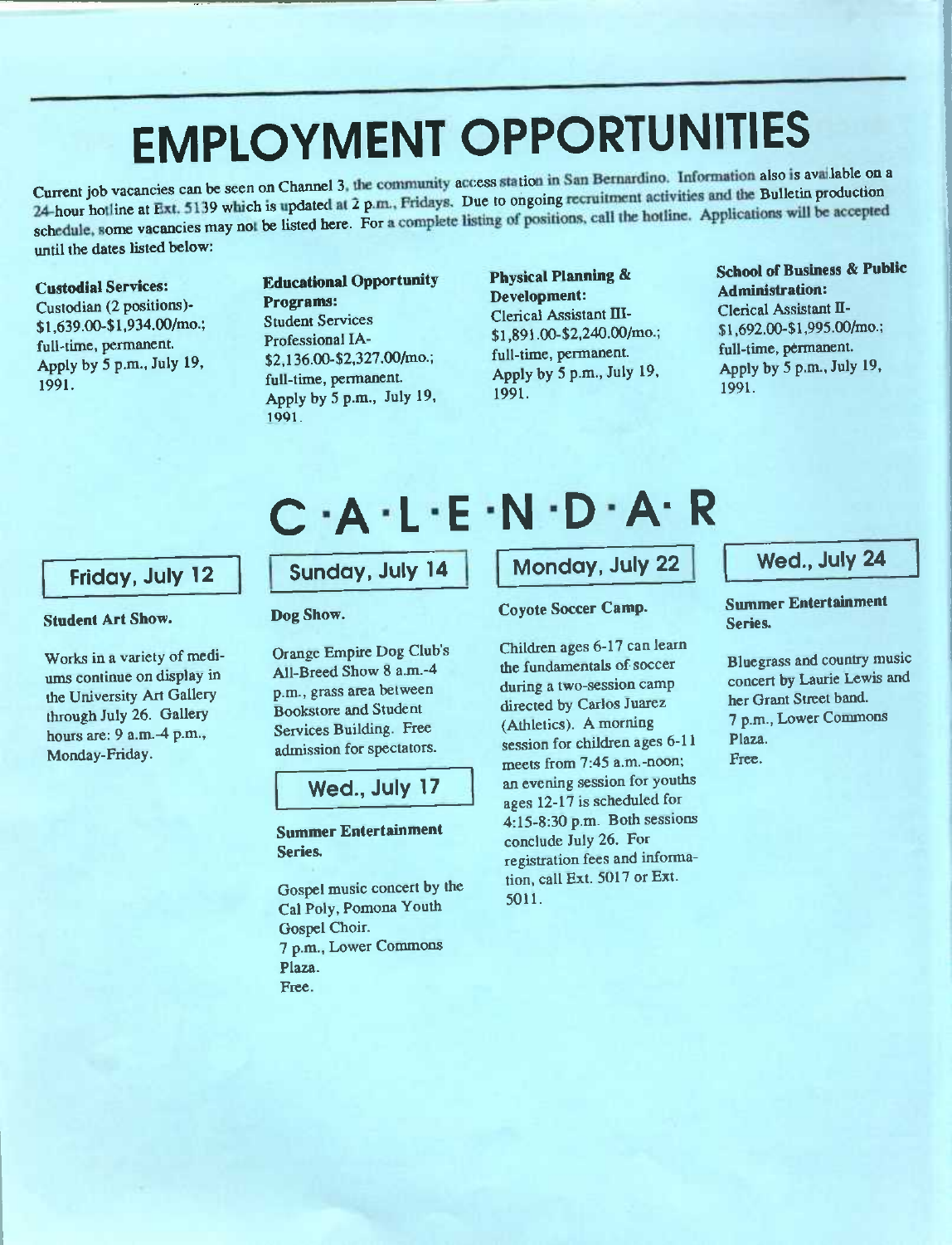# EMPLOYMENT OPPORTUNITIES

Current job vacancies can be seen on Channel 3, the community access station in San Bernardino. Information also is available on a 24-hour hotline at Ext. 5139 which is updated at 2 p.m., Fridays. Due to ongoing recruitment activities and the Bulletin production schedule, some vacancies may not be listed here. For a complete listing of positions, call the hotline. Applications will be accepted until the dates listed below:

**Custodial Services:**
Custodian (2 positions)-
$1,639.00-$1,934.00/mo.;
full-time, permanent.
Apply by 5 p.m., July 19, 1991.

**Educational Opportunity Programs:**
Student Services Professional IA-
$2,136.00-$2,327.00/mo.;
full-time, permanent.
Apply by 5 p.m., July 19, 1991.

**Physical Planning & Development:**
Clerical Assistant III-
$1,891.00-$2,240.00/mo.;
full-time, permanent.
Apply by 5 p.m., July 19, 1991.

**School of Business & Public Administration:**
Clerical Assistant II-
$1,692.00-$1,995.00/mo.;
full-time, permanent.
Apply by 5 p.m., July 19, 1991.

# C·A·L·E·N·D·A·R

## Friday, July 12

**Student Art Show.**

Works in a variety of mediums continue on display in the University Art Gallery through July 26. Gallery hours are: 9 a.m.-4 p.m., Monday-Friday.

## Sunday, July 14

**Dog Show.**

Orange Empire Dog Club's All-Breed Show 8 a.m.-4 p.m., grass area between Bookstore and Student Services Building. Free admission for spectators.

## Wed., July 17

**Summer Entertainment Series.**

Gospel music concert by the Cal Poly, Pomona Youth Gospel Choir.
7 p.m., Lower Commons Plaza.
Free.

## Monday, July 22

**Coyote Soccer Camp.**

Children ages 6-17 can learn the fundamentals of soccer during a two-session camp directed by Carlos Juarez (Athletics). A morning session for children ages 6-11 meets from 7:45 a.m.-noon; an evening session for youths ages 12-17 is scheduled for 4:15-8:30 p.m. Both sessions conclude July 26. For registration fees and information, call Ext. 5017 or Ext. 5011.

## Wed., July 24

**Summer Entertainment Series.**

Bluegrass and country music concert by Laurie Lewis and her Grant Street band.
7 p.m., Lower Commons Plaza.
Free.